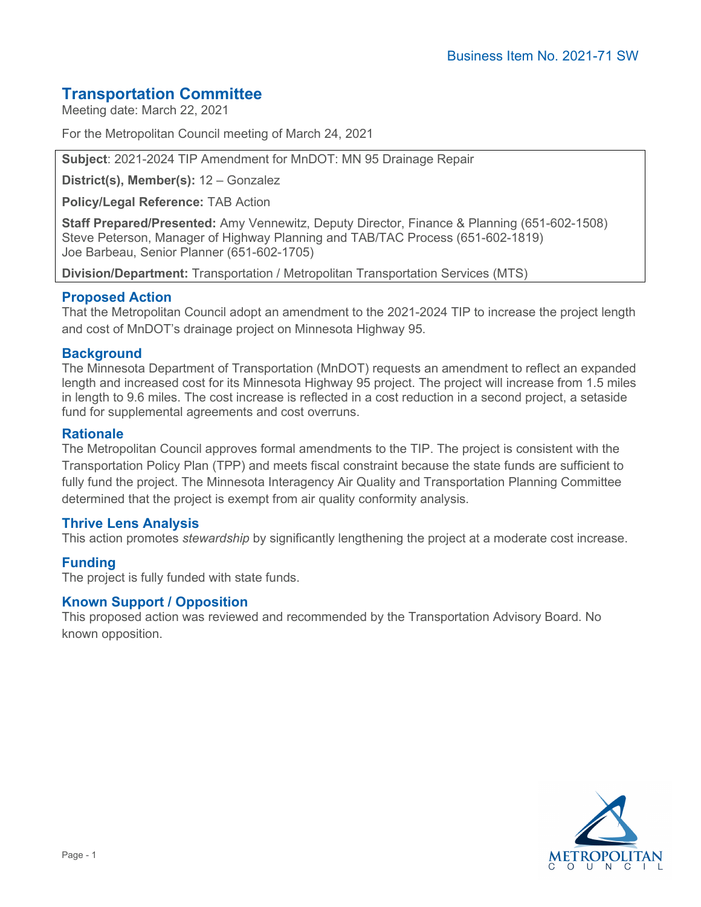Business Item No. 2021-71 SW

# Transportation Committee

Meeting date: March 22, 2021

For the Metropolitan Council meeting of March 24, 2021

**Subject**: 2021-2024 TIP Amendment for MnDOT: MN 95 Drainage Repair

**District(s), Member(s):** 12 – Gonzalez

**Policy/Legal Reference:** TAB Action

**Staff Prepared/Presented:** Amy Vennewitz, Deputy Director, Finance & Planning (651-602-1508)
Steve Peterson, Manager of Highway Planning and TAB/TAC Process (651-602-1819)
Joe Barbeau, Senior Planner (651-602-1705)

**Division/Department:** Transportation / Metropolitan Transportation Services (MTS)

## Proposed Action

That the Metropolitan Council adopt an amendment to the 2021-2024 TIP to increase the project length and cost of MnDOT's drainage project on Minnesota Highway 95.

## Background

The Minnesota Department of Transportation (MnDOT) requests an amendment to reflect an expanded length and increased cost for its Minnesota Highway 95 project. The project will increase from 1.5 miles in length to 9.6 miles. The cost increase is reflected in a cost reduction in a second project, a setaside fund for supplemental agreements and cost overruns.

## Rationale

The Metropolitan Council approves formal amendments to the TIP. The project is consistent with the Transportation Policy Plan (TPP) and meets fiscal constraint because the state funds are sufficient to fully fund the project. The Minnesota Interagency Air Quality and Transportation Planning Committee determined that the project is exempt from air quality conformity analysis.

## Thrive Lens Analysis

This action promotes *stewardship* by significantly lengthening the project at a moderate cost increase.

## Funding

The project is fully funded with state funds.

## Known Support / Opposition

This proposed action was reviewed and recommended by the Transportation Advisory Board. No known opposition.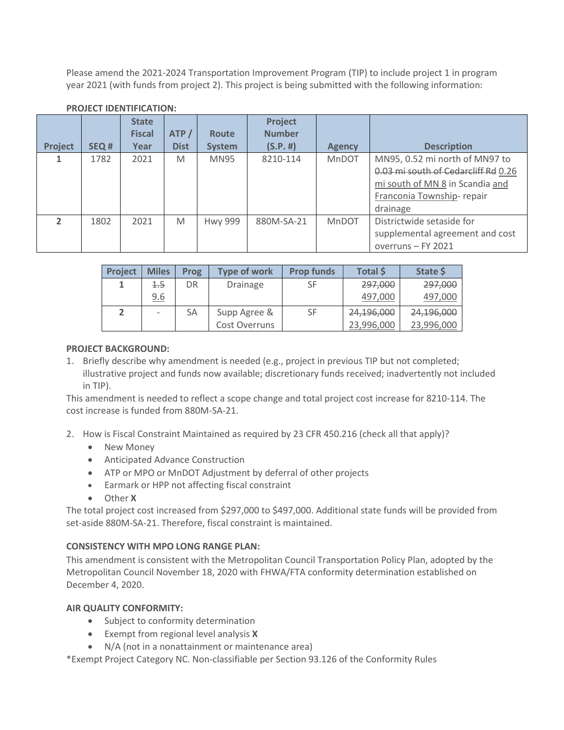Please amend the 2021-2024 Transportation Improvement Program (TIP) to include project 1 in program year 2021 (with funds from project 2). This project is being submitted with the following information:

**PROJECT IDENTIFICATION:**

| Project | SEQ # | State Fiscal Year | ATP / Dist | Route System | Project Number (S.P. #) | Agency | Description |
|---|---|---|---|---|---|---|---|
| 1 | 1782 | 2021 | M | MN95 | 8210-114 | MnDOT | MN95, 0.52 mi north of MN97 to ~~0.03 mi south of Cedarcliff Rd~~ <u>0.26 mi south of MN 8</u> in Scandia <u>and Franconia Township</u>- repair drainage |
| 2 | 1802 | 2021 | M | Hwy 999 | 880M-SA-21 | MnDOT | Districtwide setaside for supplemental agreement and cost overruns – FY 2021 |

| Project | Miles | Prog | Type of work | Prop funds | Total $ | State $ |
|---|---|---|---|---|---|---|
| 1 | ~~1.5~~ <u>9.6</u> | DR | Drainage | SF | ~~297,000~~ <u>497,000</u> | ~~297,000~~ <u>497,000</u> |
| 2 | - | SA | Supp Agree & Cost Overruns | SF | ~~24,196,000~~ <u>23,996,000</u> | ~~24,196,000~~ <u>23,996,000</u> |

**PROJECT BACKGROUND:**

1. Briefly describe why amendment is needed (e.g., project in previous TIP but not completed; illustrative project and funds now available; discretionary funds received; inadvertently not included in TIP).

This amendment is needed to reflect a scope change and total project cost increase for 8210-114. The cost increase is funded from 880M-SA-21.

2. How is Fiscal Constraint Maintained as required by 23 CFR 450.216 (check all that apply)?
   - New Money
   - Anticipated Advance Construction
   - ATP or MPO or MnDOT Adjustment by deferral of other projects
   - Earmark or HPP not affecting fiscal constraint
   - Other **X**

The total project cost increased from $297,000 to $497,000. Additional state funds will be provided from set-aside 880M-SA-21. Therefore, fiscal constraint is maintained.

**CONSISTENCY WITH MPO LONG RANGE PLAN:**

This amendment is consistent with the Metropolitan Council Transportation Policy Plan, adopted by the Metropolitan Council November 18, 2020 with FHWA/FTA conformity determination established on December 4, 2020.

**AIR QUALITY CONFORMITY:**

- Subject to conformity determination
- Exempt from regional level analysis **X**
- N/A (not in a nonattainment or maintenance area)

*Exempt Project Category NC. Non-classifiable per Section 93.126 of the Conformity Rules